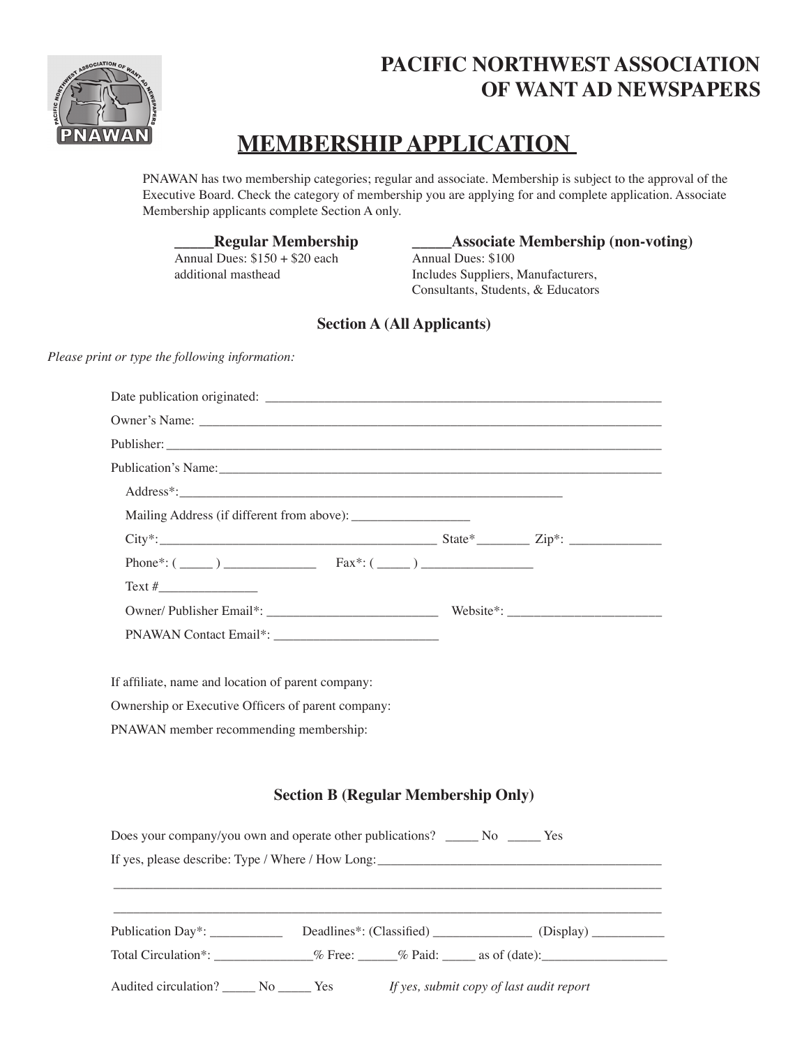# PACIFIC NORTHWEST ASSOCIATION OF WANT AD NEWSPAPERS

## MEMBERSHIP APPLICATION

PNAWAN has two membership categories; regular and associate. Membership is subject to the approval of the Executive Board. Check the category of membership you are applying for and complete application. Associate Membership applicants complete Section A only.

**_____Regular Membership**
Annual Dues: $150 + $20 each additional masthead

**_____Associate Membership (non-voting)**
Annual Dues: $100
Includes Suppliers, Manufacturers, Consultants, Students, & Educators

### Section A (All Applicants)

*Please print or type the following information:*

Date publication originated: ____________________________________________________________

Owner's Name: ______________________________________________________________________

Publisher: __________________________________________________________________________

Publication's Name: __________________________________________________________________

Address*: ____________________________________________________________

Mailing Address (if different from above): _________________

City*: __________________________________________ State* ________ Zip*: _____________

Phone*: ( _____ ) ______________ Fax*: ( _____ ) ________________

Text # _______________

Owner/ Publisher Email*: _________________________ Website*: _______________________

PNAWAN Contact Email*: ________________________

If affiliate, name and location of parent company:

Ownership or Executive Officers of parent company:

PNAWAN member recommending membership:

### Section B (Regular Membership Only)

Does your company/you own and operate other publications? _____ No _____ Yes

If yes, please describe: Type / Where / How Long: __________________________________________

_____________________________________________________________________________________

_____________________________________________________________________________________

Publication Day*: ___________ Deadlines*: (Classified) _______________ (Display) ___________

Total Circulation*: _______________% Free: ______% Paid: _____ as of (date): __________________

Audited circulation? _____ No _____ Yes *If yes, submit copy of last audit report*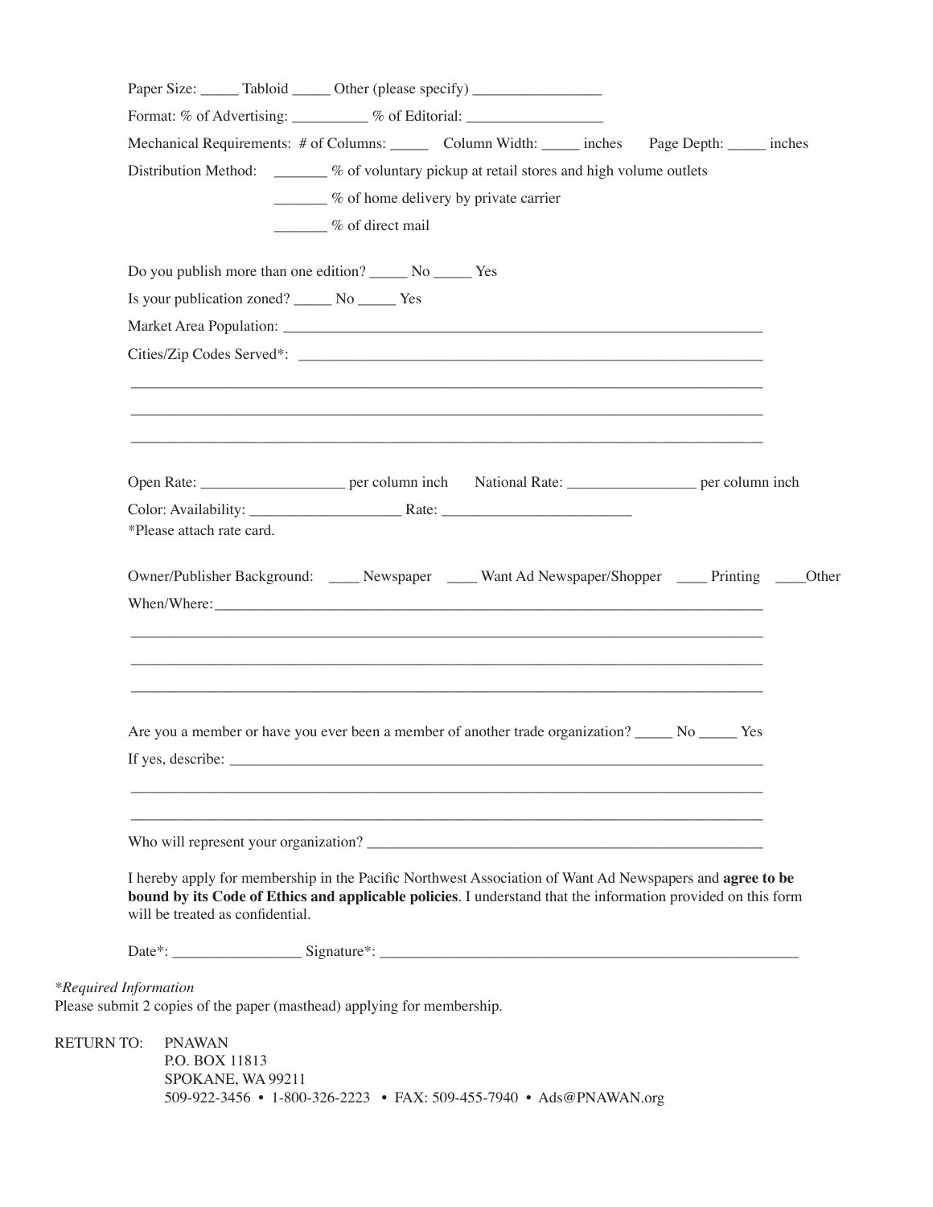Paper Size: _____ Tabloid _____ Other (please specify) _________________

Format: % of Advertising: __________ % of Editorial: __________________

Mechanical Requirements: # of Columns: _____ Column Width: _____ inches Page Depth: _____ inches

Distribution Method: _______ % of voluntary pickup at retail stores and high volume outlets

_______ % of home delivery by private carrier

_______ % of direct mail

Do you publish more than one edition? _____ No _____ Yes

Is your publication zoned? _____ No _____ Yes

Market Area Population: ___________________________________________________________________

Cities/Zip Codes Served*: ________________________________________________________________

_____________________________________________________________________________________

_____________________________________________________________________________________

_____________________________________________________________________________________

Open Rate: ___________________ per column inch National Rate: _________________ per column inch

Color: Availability: ____________________ Rate: _________________________

*Please attach rate card.

Owner/Publisher Background: ____ Newspaper ____ Want Ad Newspaper/Shopper ____ Printing ____Other

When/Where: _________________________________________________________________________

_____________________________________________________________________________________

_____________________________________________________________________________________

_____________________________________________________________________________________

Are you a member or have you ever been a member of another trade organization? _____ No _____ Yes

If yes, describe: _______________________________________________________________________

_____________________________________________________________________________________

_____________________________________________________________________________________

Who will represent your organization? _____________________________________________________

I hereby apply for membership in the Pacific Northwest Association of Want Ad Newspapers and **agree to be bound by its Code of Ethics and applicable policies**. I understand that the information provided on this form will be treated as confidential.

Date*: _________________ Signature*: _________________________________________________________

*\*Required Information*

Please submit 2 copies of the paper (masthead) applying for membership.

RETURN TO: PNAWAN
P.O. BOX 11813
SPOKANE, WA 99211
509-922-3456 • 1-800-326-2223 • FAX: 509-455-7940 • Ads@PNAWAN.org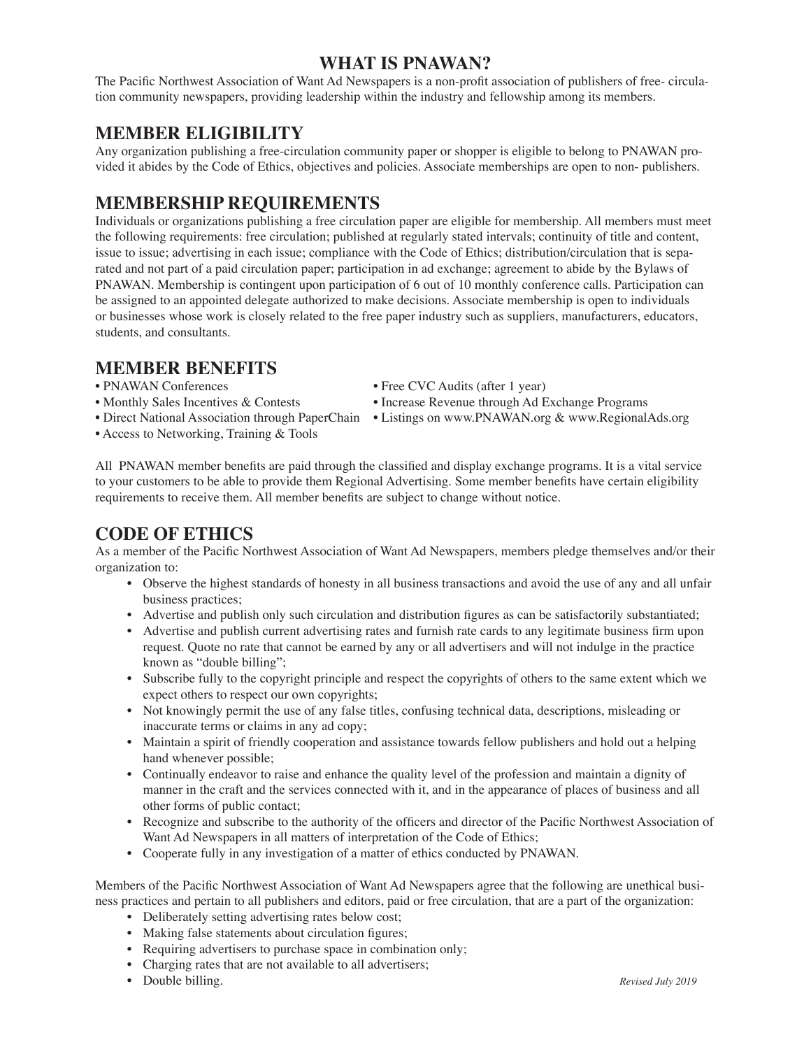## WHAT IS PNAWAN?

The Pacific Northwest Association of Want Ad Newspapers is a non-profit association of publishers of free- circulation community newspapers, providing leadership within the industry and fellowship among its members.

## MEMBER ELIGIBILITY

Any organization publishing a free-circulation community paper or shopper is eligible to belong to PNAWAN provided it abides by the Code of Ethics, objectives and policies. Associate memberships are open to non- publishers.

## MEMBERSHIP REQUIREMENTS

Individuals or organizations publishing a free circulation paper are eligible for membership. All members must meet the following requirements: free circulation; published at regularly stated intervals; continuity of title and content, issue to issue; advertising in each issue; compliance with the Code of Ethics; distribution/circulation that is separated and not part of a paid circulation paper; participation in ad exchange; agreement to abide by the Bylaws of PNAWAN. Membership is contingent upon participation of 6 out of 10 monthly conference calls. Participation can be assigned to an appointed delegate authorized to make decisions. Associate membership is open to individuals or businesses whose work is closely related to the free paper industry such as suppliers, manufacturers, educators, students, and consultants.

## MEMBER BENEFITS

- PNAWAN Conferences
- Monthly Sales Incentives & Contests
- Direct National Association through PaperChain
- Access to Networking, Training & Tools
- Free CVC Audits (after 1 year)
- Increase Revenue through Ad Exchange Programs
- Listings on www.PNAWAN.org & www.RegionalAds.org

All PNAWAN member benefits are paid through the classified and display exchange programs. It is a vital service to your customers to be able to provide them Regional Advertising. Some member benefits have certain eligibility requirements to receive them. All member benefits are subject to change without notice.

## CODE OF ETHICS

As a member of the Pacific Northwest Association of Want Ad Newspapers, members pledge themselves and/or their organization to:

- Observe the highest standards of honesty in all business transactions and avoid the use of any and all unfair business practices;
- Advertise and publish only such circulation and distribution figures as can be satisfactorily substantiated;
- Advertise and publish current advertising rates and furnish rate cards to any legitimate business firm upon request. Quote no rate that cannot be earned by any or all advertisers and will not indulge in the practice known as "double billing";
- Subscribe fully to the copyright principle and respect the copyrights of others to the same extent which we expect others to respect our own copyrights;
- Not knowingly permit the use of any false titles, confusing technical data, descriptions, misleading or inaccurate terms or claims in any ad copy;
- Maintain a spirit of friendly cooperation and assistance towards fellow publishers and hold out a helping hand whenever possible;
- Continually endeavor to raise and enhance the quality level of the profession and maintain a dignity of manner in the craft and the services connected with it, and in the appearance of places of business and all other forms of public contact;
- Recognize and subscribe to the authority of the officers and director of the Pacific Northwest Association of Want Ad Newspapers in all matters of interpretation of the Code of Ethics;
- Cooperate fully in any investigation of a matter of ethics conducted by PNAWAN.

Members of the Pacific Northwest Association of Want Ad Newspapers agree that the following are unethical business practices and pertain to all publishers and editors, paid or free circulation, that are a part of the organization:

- Deliberately setting advertising rates below cost;
- Making false statements about circulation figures;
- Requiring advertisers to purchase space in combination only;
- Charging rates that are not available to all advertisers;
- Double billing.

*Revised July 2019*